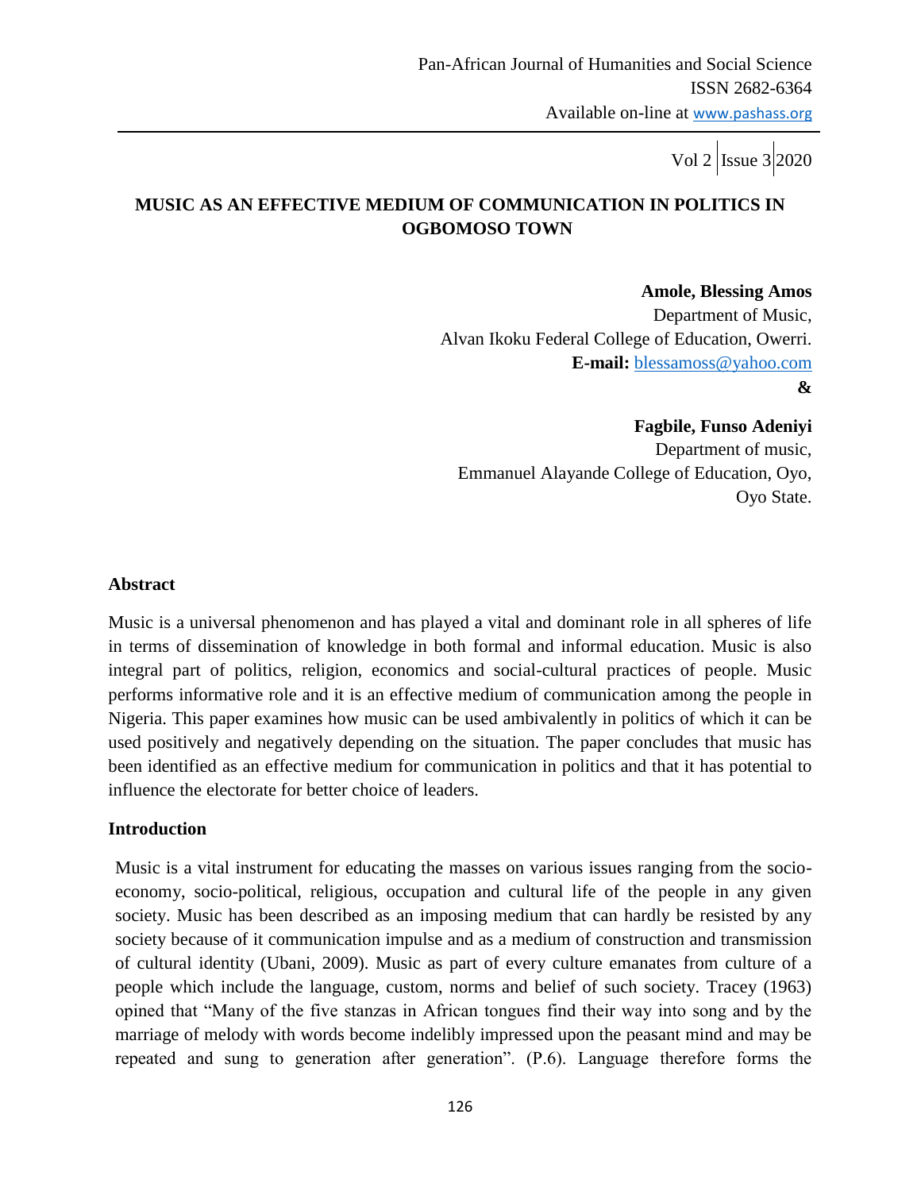# MUSIC AS AN EFFECTIVE MEDIUM OF COMMUNICATION IN POLITICS IN OGBOMOSO TOWN

**Amole, Blessing Amos**
Department of Music,
Alvan Ikoku Federal College of Education, Owerri.
**E-mail:** blessamoss@yahoo.com

**&**

**Fagbile, Funso Adeniyi**
Department of music,
Emmanuel Alayande College of Education, Oyo,
Oyo State.

## Abstract

Music is a universal phenomenon and has played a vital and dominant role in all spheres of life in terms of dissemination of knowledge in both formal and informal education. Music is also integral part of politics, religion, economics and social-cultural practices of people. Music performs informative role and it is an effective medium of communication among the people in Nigeria. This paper examines how music can be used ambivalently in politics of which it can be used positively and negatively depending on the situation. The paper concludes that music has been identified as an effective medium for communication in politics and that it has potential to influence the electorate for better choice of leaders.

## Introduction

Music is a vital instrument for educating the masses on various issues ranging from the socio-economy, socio-political, religious, occupation and cultural life of the people in any given society. Music has been described as an imposing medium that can hardly be resisted by any society because of it communication impulse and as a medium of construction and transmission of cultural identity (Ubani, 2009). Music as part of every culture emanates from culture of a people which include the language, custom, norms and belief of such society. Tracey (1963) opined that "Many of the five stanzas in African tongues find their way into song and by the marriage of melody with words become indelibly impressed upon the peasant mind and may be repeated and sung to generation after generation". (P.6). Language therefore forms the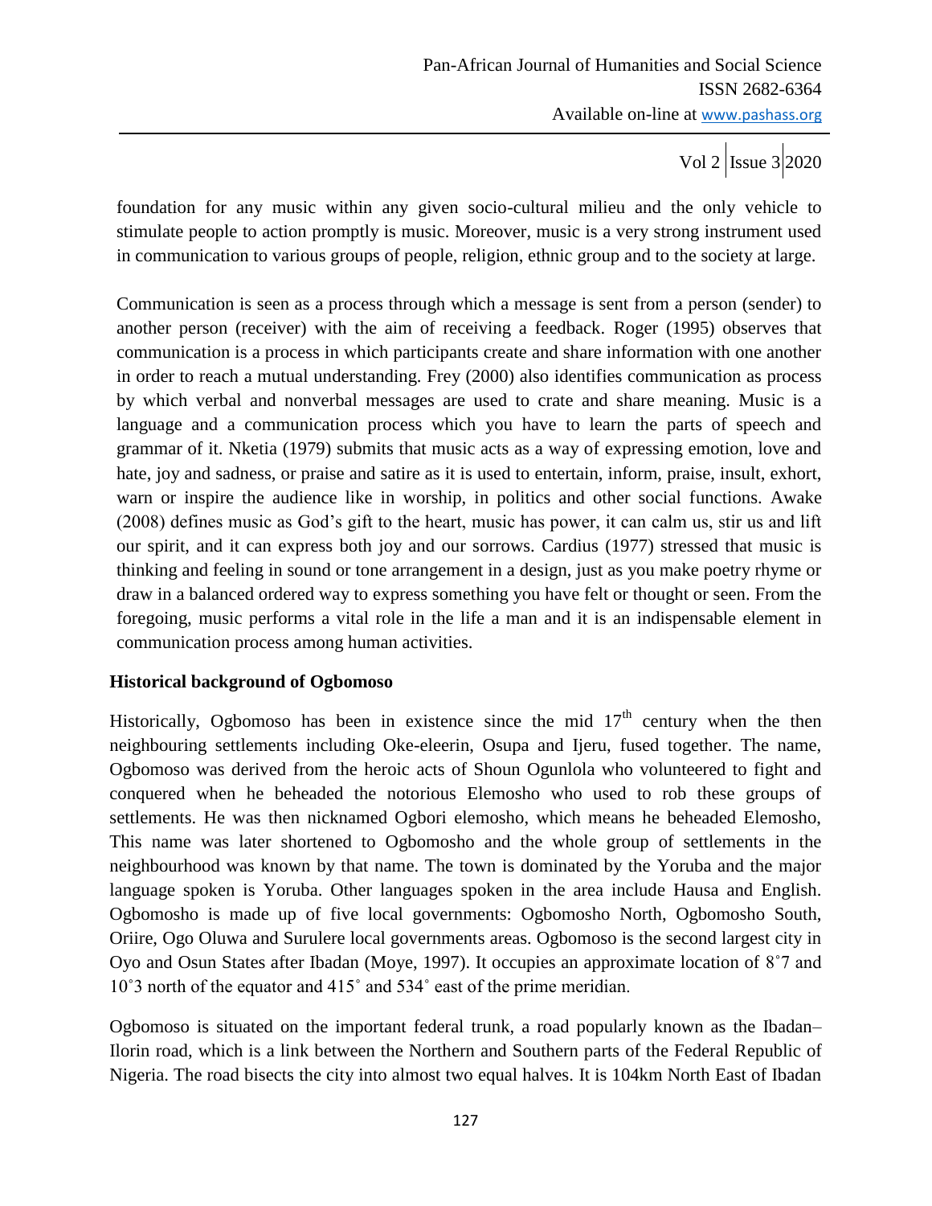foundation for any music within any given socio-cultural milieu and the only vehicle to stimulate people to action promptly is music. Moreover, music is a very strong instrument used in communication to various groups of people, religion, ethnic group and to the society at large.

Communication is seen as a process through which a message is sent from a person (sender) to another person (receiver) with the aim of receiving a feedback. Roger (1995) observes that communication is a process in which participants create and share information with one another in order to reach a mutual understanding. Frey (2000) also identifies communication as process by which verbal and nonverbal messages are used to crate and share meaning. Music is a language and a communication process which you have to learn the parts of speech and grammar of it. Nketia (1979) submits that music acts as a way of expressing emotion, love and hate, joy and sadness, or praise and satire as it is used to entertain, inform, praise, insult, exhort, warn or inspire the audience like in worship, in politics and other social functions. Awake (2008) defines music as God's gift to the heart, music has power, it can calm us, stir us and lift our spirit, and it can express both joy and our sorrows. Cardius (1977) stressed that music is thinking and feeling in sound or tone arrangement in a design, just as you make poetry rhyme or draw in a balanced ordered way to express something you have felt or thought or seen. From the foregoing, music performs a vital role in the life a man and it is an indispensable element in communication process among human activities.

## Historical background of Ogbomoso

Historically, Ogbomoso has been in existence since the mid 17th century when the then neighbouring settlements including Oke-eleerin, Osupa and Ijeru, fused together. The name, Ogbomoso was derived from the heroic acts of Shoun Ogunlola who volunteered to fight and conquered when he beheaded the notorious Elemosho who used to rob these groups of settlements. He was then nicknamed Ogbori elemosho, which means he beheaded Elemosho, This name was later shortened to Ogbomosho and the whole group of settlements in the neighbourhood was known by that name. The town is dominated by the Yoruba and the major language spoken is Yoruba. Other languages spoken in the area include Hausa and English. Ogbomosho is made up of five local governments: Ogbomosho North, Ogbomosho South, Oriire, Ogo Oluwa and Surulere local governments areas. Ogbomoso is the second largest city in Oyo and Osun States after Ibadan (Moye, 1997). It occupies an approximate location of 8˚7 and 10˚3 north of the equator and 415˚ and 534˚ east of the prime meridian.

Ogbomoso is situated on the important federal trunk, a road popularly known as the Ibadan–Ilorin road, which is a link between the Northern and Southern parts of the Federal Republic of Nigeria. The road bisects the city into almost two equal halves. It is 104km North East of Ibadan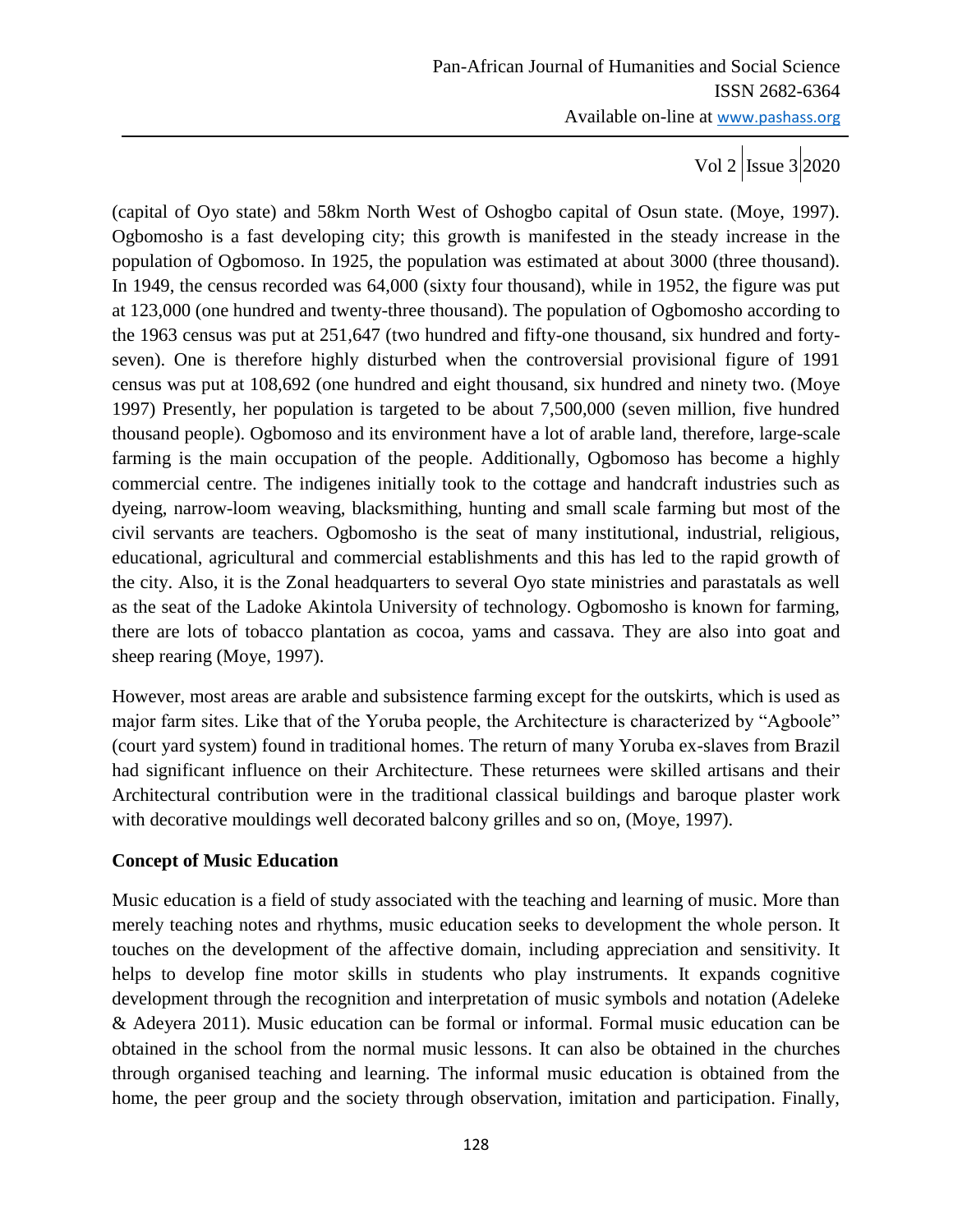(capital of Oyo state) and 58km North West of Oshogbo capital of Osun state. (Moye, 1997). Ogbomosho is a fast developing city; this growth is manifested in the steady increase in the population of Ogbomoso. In 1925, the population was estimated at about 3000 (three thousand). In 1949, the census recorded was 64,000 (sixty four thousand), while in 1952, the figure was put at 123,000 (one hundred and twenty-three thousand). The population of Ogbomosho according to the 1963 census was put at 251,647 (two hundred and fifty-one thousand, six hundred and forty-seven). One is therefore highly disturbed when the controversial provisional figure of 1991 census was put at 108,692 (one hundred and eight thousand, six hundred and ninety two. (Moye 1997) Presently, her population is targeted to be about 7,500,000 (seven million, five hundred thousand people). Ogbomoso and its environment have a lot of arable land, therefore, large-scale farming is the main occupation of the people. Additionally, Ogbomoso has become a highly commercial centre. The indigenes initially took to the cottage and handcraft industries such as dyeing, narrow-loom weaving, blacksmithing, hunting and small scale farming but most of the civil servants are teachers. Ogbomosho is the seat of many institutional, industrial, religious, educational, agricultural and commercial establishments and this has led to the rapid growth of the city. Also, it is the Zonal headquarters to several Oyo state ministries and parastatals as well as the seat of the Ladoke Akintola University of technology. Ogbomosho is known for farming, there are lots of tobacco plantation as cocoa, yams and cassava. They are also into goat and sheep rearing (Moye, 1997).

However, most areas are arable and subsistence farming except for the outskirts, which is used as major farm sites. Like that of the Yoruba people, the Architecture is characterized by "Agboole" (court yard system) found in traditional homes. The return of many Yoruba ex-slaves from Brazil had significant influence on their Architecture. These returnees were skilled artisans and their Architectural contribution were in the traditional classical buildings and baroque plaster work with decorative mouldings well decorated balcony grilles and so on, (Moye, 1997).

**Concept of Music Education**

Music education is a field of study associated with the teaching and learning of music. More than merely teaching notes and rhythms, music education seeks to development the whole person. It touches on the development of the affective domain, including appreciation and sensitivity. It helps to develop fine motor skills in students who play instruments. It expands cognitive development through the recognition and interpretation of music symbols and notation (Adeleke & Adeyera 2011). Music education can be formal or informal. Formal music education can be obtained in the school from the normal music lessons. It can also be obtained in the churches through organised teaching and learning. The informal music education is obtained from the home, the peer group and the society through observation, imitation and participation. Finally,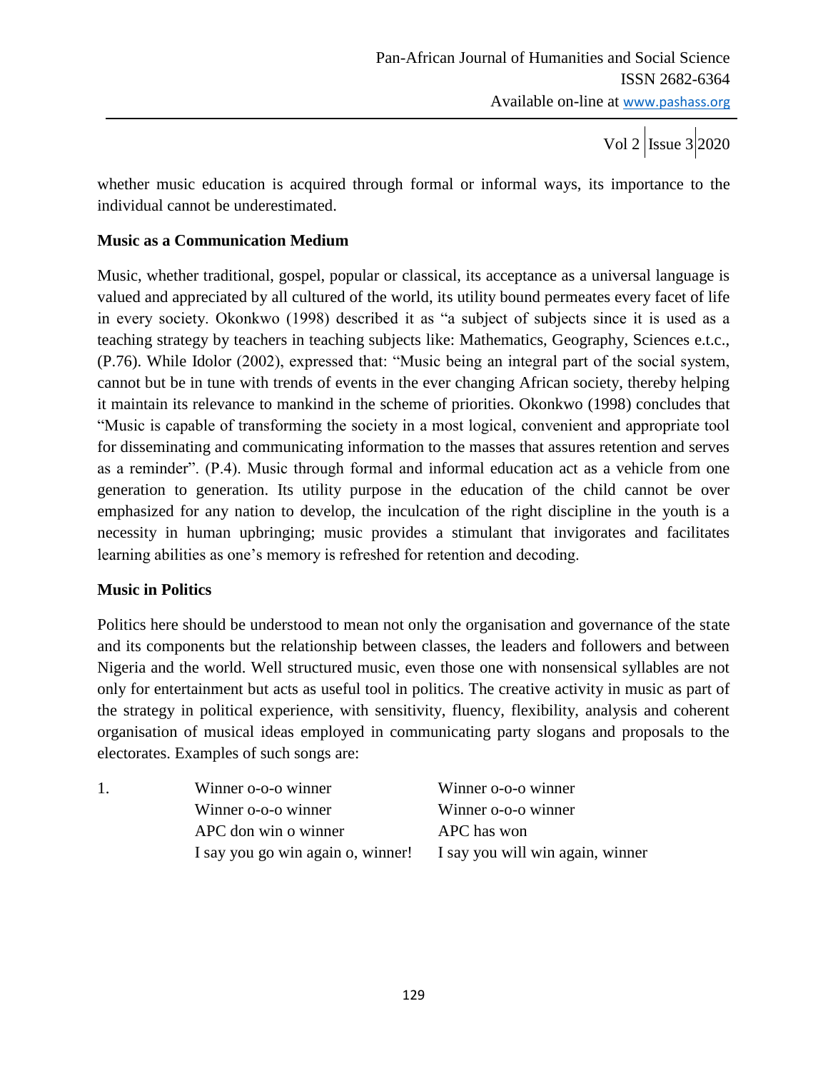whether music education is acquired through formal or informal ways, its importance to the individual cannot be underestimated.

### Music as a Communication Medium

Music, whether traditional, gospel, popular or classical, its acceptance as a universal language is valued and appreciated by all cultured of the world, its utility bound permeates every facet of life in every society. Okonkwo (1998) described it as "a subject of subjects since it is used as a teaching strategy by teachers in teaching subjects like: Mathematics, Geography, Sciences e.t.c., (P.76). While Idolor (2002), expressed that: "Music being an integral part of the social system, cannot but be in tune with trends of events in the ever changing African society, thereby helping it maintain its relevance to mankind in the scheme of priorities. Okonkwo (1998) concludes that "Music is capable of transforming the society in a most logical, convenient and appropriate tool for disseminating and communicating information to the masses that assures retention and serves as a reminder". (P.4). Music through formal and informal education act as a vehicle from one generation to generation. Its utility purpose in the education of the child cannot be over emphasized for any nation to develop, the inculcation of the right discipline in the youth is a necessity in human upbringing; music provides a stimulant that invigorates and facilitates learning abilities as one's memory is refreshed for retention and decoding.

### Music in Politics

Politics here should be understood to mean not only the organisation and governance of the state and its components but the relationship between classes, the leaders and followers and between Nigeria and the world. Well structured music, even those one with nonsensical syllables are not only for entertainment but acts as useful tool in politics. The creative activity in music as part of the strategy in political experience, with sensitivity, fluency, flexibility, analysis and coherent organisation of musical ideas employed in communicating party slogans and proposals to the electorates. Examples of such songs are:

| 1. | Winner o-o-o winner | Winner o-o-o winner |
|---|---|---|
| | Winner o-o-o winner | Winner o-o-o winner |
| | APC don win o winner | APC has won |
| | I say you go win again o, winner! | I say you will win again, winner |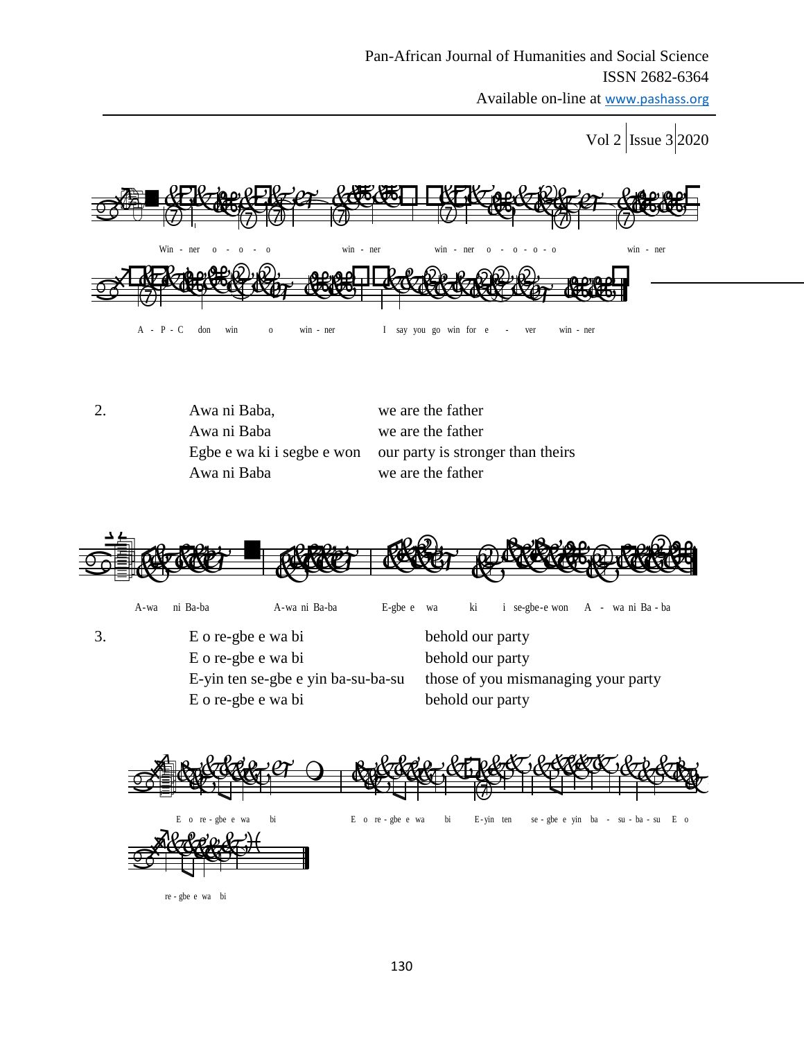Win - ner o - o - o win - ner win - ner o - o - o - o win - ner

A - P - C don win o win - ner I say you go win for e - ver win - ner

2. Awa ni Baba, we are the father
Awa ni Baba we are the father
Egbe e wa ki i segbe e won our party is stronger than theirs
Awa ni Baba we are the father

A-wa ni Ba-ba A-wa ni Ba-ba E-gbe e wa ki i se-gbe-e won A - wa ni Ba - ba

3. E o re-gbe e wa bi behold our party
E o re-gbe e wa bi behold our party
E-yin ten se-gbe e yin ba-su-ba-su those of you mismanaging your party
E o re-gbe e wa bi behold our party

E o re - gbe e wa bi E o re - gbe e wa bi E-yin ten se - gbe e yin ba - su - ba - su E o

re - gbe e wa bi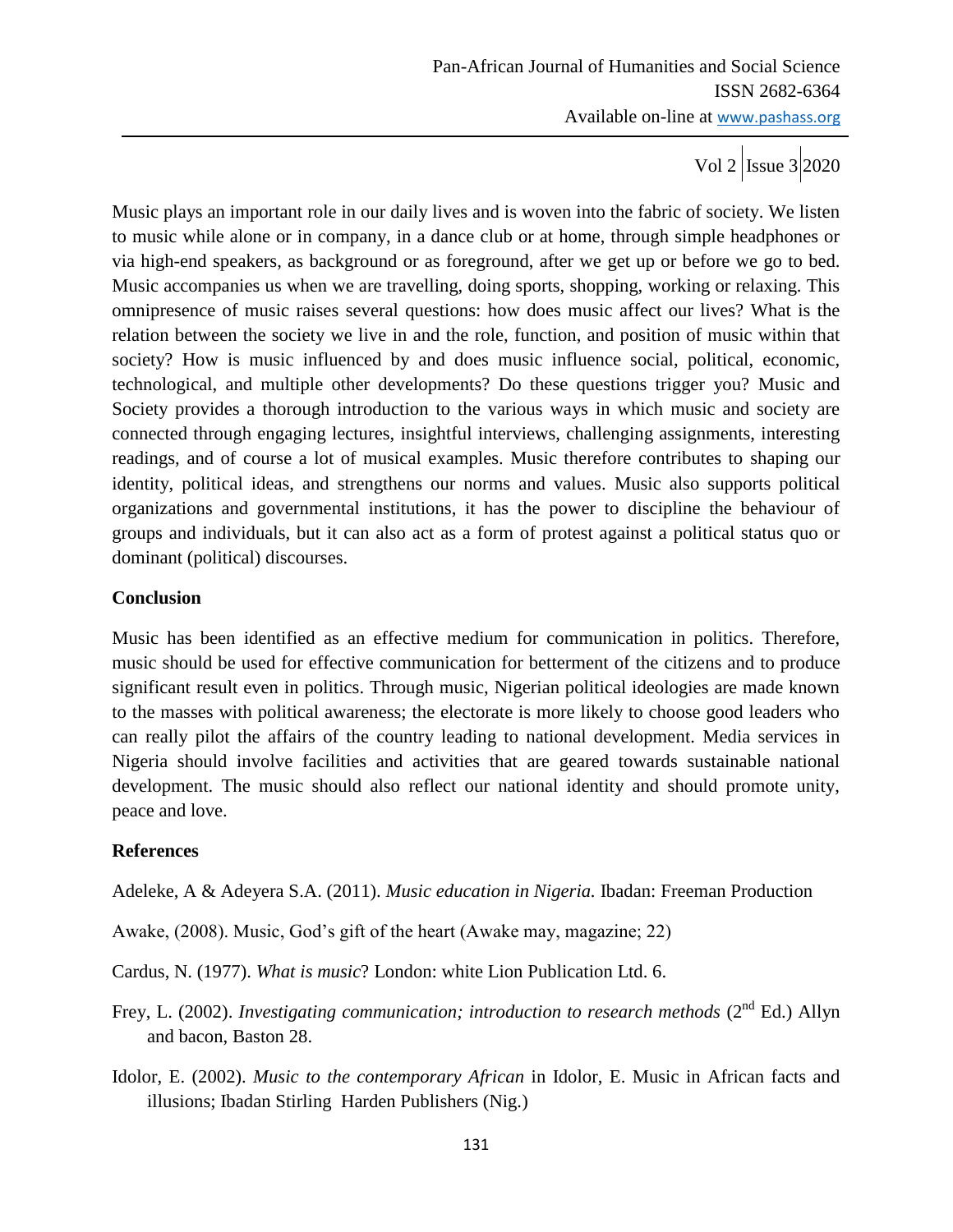Music plays an important role in our daily lives and is woven into the fabric of society. We listen to music while alone or in company, in a dance club or at home, through simple headphones or via high-end speakers, as background or as foreground, after we get up or before we go to bed. Music accompanies us when we are travelling, doing sports, shopping, working or relaxing. This omnipresence of music raises several questions: how does music affect our lives? What is the relation between the society we live in and the role, function, and position of music within that society? How is music influenced by and does music influence social, political, economic, technological, and multiple other developments? Do these questions trigger you? Music and Society provides a thorough introduction to the various ways in which music and society are connected through engaging lectures, insightful interviews, challenging assignments, interesting readings, and of course a lot of musical examples. Music therefore contributes to shaping our identity, political ideas, and strengthens our norms and values. Music also supports political organizations and governmental institutions, it has the power to discipline the behaviour of groups and individuals, but it can also act as a form of protest against a political status quo or dominant (political) discourses.

## Conclusion

Music has been identified as an effective medium for communication in politics. Therefore, music should be used for effective communication for betterment of the citizens and to produce significant result even in politics. Through music, Nigerian political ideologies are made known to the masses with political awareness; the electorate is more likely to choose good leaders who can really pilot the affairs of the country leading to national development. Media services in Nigeria should involve facilities and activities that are geared towards sustainable national development. The music should also reflect our national identity and should promote unity, peace and love.

## References

Adeleke, A & Adeyera S.A. (2011). *Music education in Nigeria.* Ibadan: Freeman Production

Awake, (2008). Music, God's gift of the heart (Awake may, magazine; 22)

Cardus, N. (1977). *What is music*? London: white Lion Publication Ltd. 6.

Frey, L. (2002). *Investigating communication; introduction to research methods* (2nd Ed.) Allyn and bacon, Baston 28.

Idolor, E. (2002). *Music to the contemporary African* in Idolor, E. Music in African facts and illusions; Ibadan Stirling Harden Publishers (Nig.)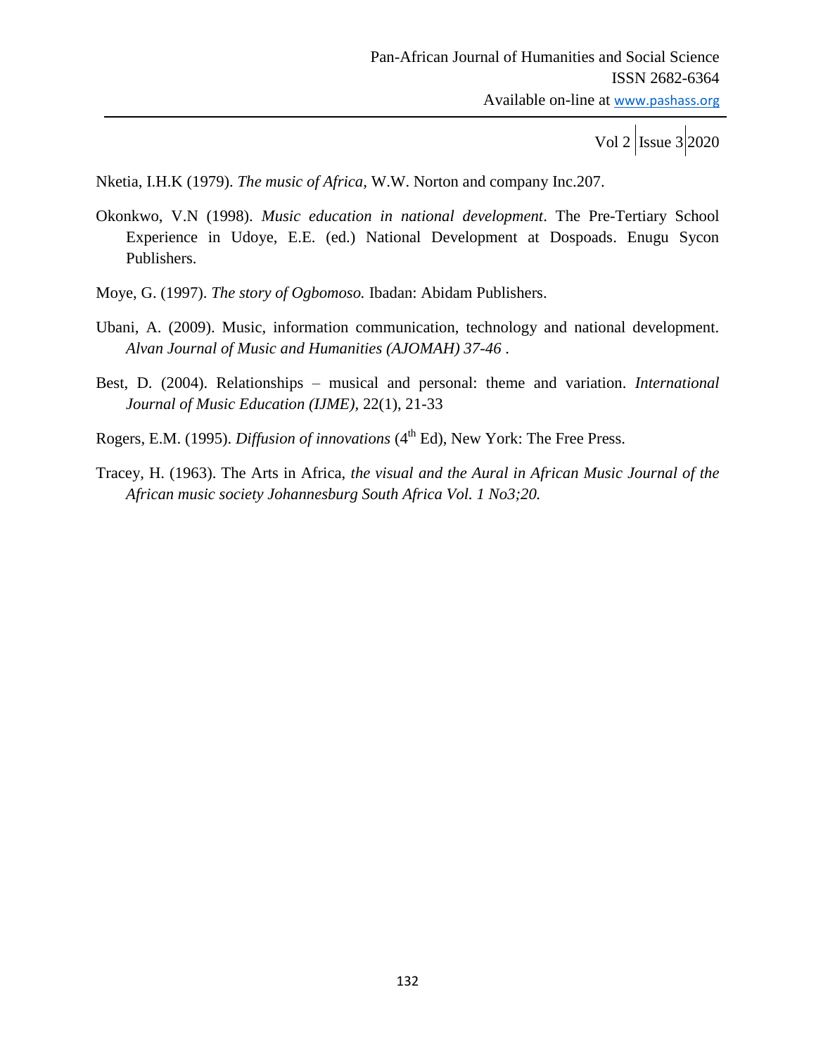Nketia, I.H.K (1979). *The music of Africa,* W.W. Norton and company Inc.207.

Okonkwo, V.N (1998). *Music education in national development*. The Pre-Tertiary School Experience in Udoye, E.E. (ed.) National Development at Dospoads. Enugu Sycon Publishers.

Moye, G. (1997). *The story of Ogbomoso.* Ibadan: Abidam Publishers.

Ubani, A. (2009). Music, information communication, technology and national development. *Alvan Journal of Music and Humanities (AJOMAH) 37-46* .

Best, D. (2004). Relationships – musical and personal: theme and variation. *International Journal of Music Education (IJME),* 22(1), 21-33

Rogers, E.M. (1995). *Diffusion of innovations* ($4^{th}$ Ed), New York: The Free Press.

Tracey, H. (1963). The Arts in Africa, *the visual and the Aural in African Music Journal of the African music society Johannesburg South Africa Vol. 1 No3;20.*